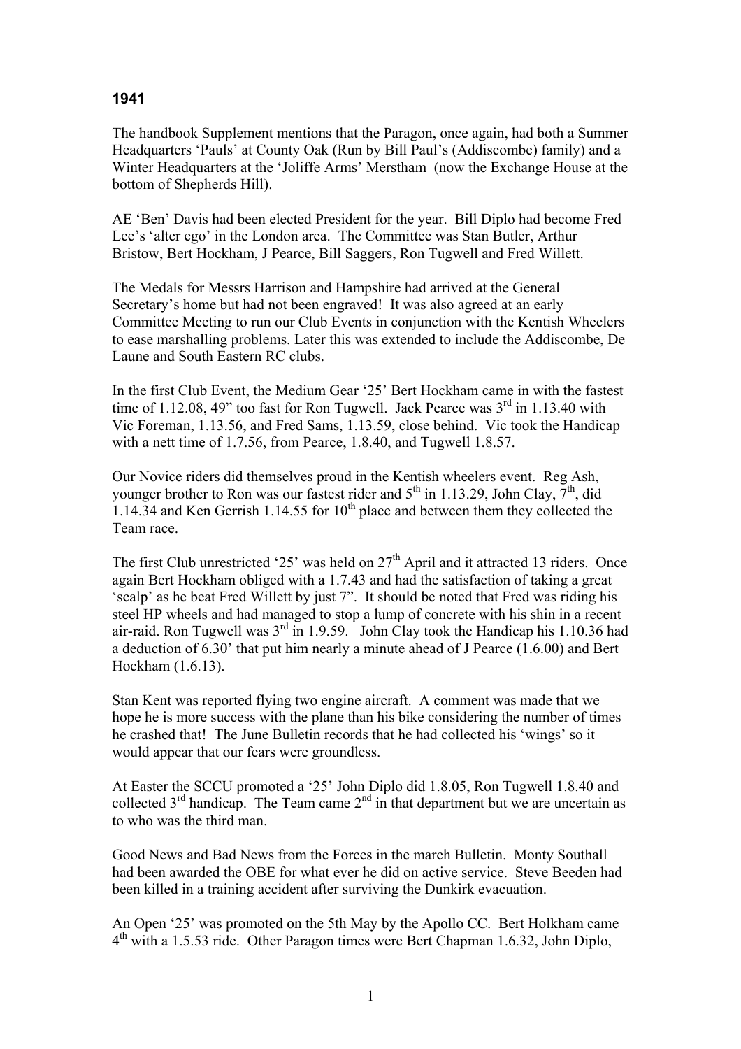# 1941

The handbook Supplement mentions that the Paragon, once again, had both a Summer Headquarters 'Pauls' at County Oak (Run by Bill Paul's (Addiscombe) family) and a Winter Headquarters at the 'Joliffe Arms' Merstham (now the Exchange House at the bottom of Shepherds Hill).

AE 'Ben' Davis had been elected President for the year. Bill Diplo had become Fred Lee's 'alter ego' in the London area. The Committee was Stan Butler, Arthur Bristow, Bert Hockham, J Pearce, Bill Saggers, Ron Tugwell and Fred Willett.

The Medals for Messrs Harrison and Hampshire had arrived at the General Secretary's home but had not been engraved! It was also agreed at an early Committee Meeting to run our Club Events in conjunction with the Kentish Wheelers to ease marshalling problems. Later this was extended to include the Addiscombe, De Laune and South Eastern RC clubs.

In the first Club Event, the Medium Gear '25' Bert Hockham came in with the fastest time of 1.12.08, 49" too fast for Ron Tugwell. Jack Pearce was 3rd in 1.13.40 with Vic Foreman, 1.13.56, and Fred Sams, 1.13.59, close behind. Vic took the Handicap with a nett time of 1.7.56, from Pearce, 1.8.40, and Tugwell 1.8.57.

Our Novice riders did themselves proud in the Kentish wheelers event. Reg Ash, younger brother to Ron was our fastest rider and 5th in 1.13.29, John Clay, 7th, did 1.14.34 and Ken Gerrish 1.14.55 for 10th place and between them they collected the Team race.

The first Club unrestricted '25' was held on 27th April and it attracted 13 riders. Once again Bert Hockham obliged with a 1.7.43 and had the satisfaction of taking a great 'scalp' as he beat Fred Willett by just 7". It should be noted that Fred was riding his steel HP wheels and had managed to stop a lump of concrete with his shin in a recent air-raid. Ron Tugwell was 3rd in 1.9.59. John Clay took the Handicap his 1.10.36 had a deduction of 6.30' that put him nearly a minute ahead of J Pearce (1.6.00) and Bert Hockham (1.6.13).

Stan Kent was reported flying two engine aircraft. A comment was made that we hope he is more success with the plane than his bike considering the number of times he crashed that! The June Bulletin records that he had collected his 'wings' so it would appear that our fears were groundless.

At Easter the SCCU promoted a '25' John Diplo did 1.8.05, Ron Tugwell 1.8.40 and collected 3rd handicap. The Team came 2nd in that department but we are uncertain as to who was the third man.

Good News and Bad News from the Forces in the march Bulletin. Monty Southall had been awarded the OBE for what ever he did on active service. Steve Beeden had been killed in a training accident after surviving the Dunkirk evacuation.

An Open '25' was promoted on the 5th May by the Apollo CC. Bert Holkham came 4th with a 1.5.53 ride. Other Paragon times were Bert Chapman 1.6.32, John Diplo,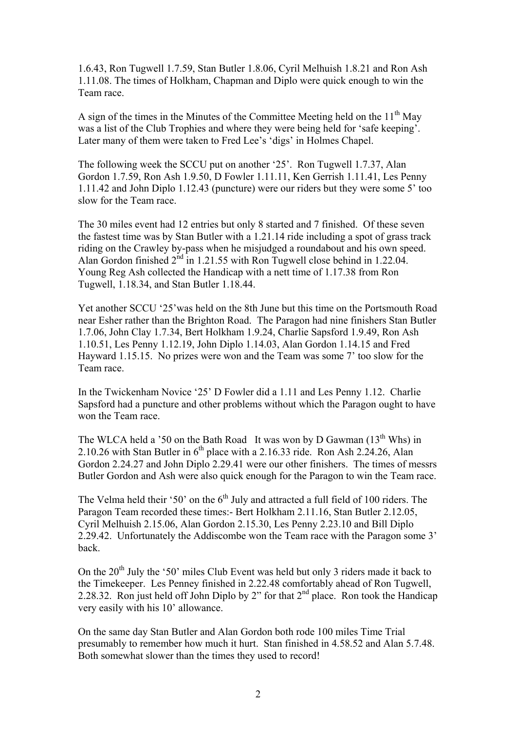1.6.43, Ron Tugwell 1.7.59, Stan Butler 1.8.06, Cyril Melhuish 1.8.21 and Ron Ash 1.11.08. The times of Holkham, Chapman and Diplo were quick enough to win the Team race.

A sign of the times in the Minutes of the Committee Meeting held on the 11th May was a list of the Club Trophies and where they were being held for 'safe keeping'. Later many of them were taken to Fred Lee's 'digs' in Holmes Chapel.

The following week the SCCU put on another '25'. Ron Tugwell 1.7.37, Alan Gordon 1.7.59, Ron Ash 1.9.50, D Fowler 1.11.11, Ken Gerrish 1.11.41, Les Penny 1.11.42 and John Diplo 1.12.43 (puncture) were our riders but they were some 5' too slow for the Team race.

The 30 miles event had 12 entries but only 8 started and 7 finished. Of these seven the fastest time was by Stan Butler with a 1.21.14 ride including a spot of grass track riding on the Crawley by-pass when he misjudged a roundabout and his own speed. Alan Gordon finished 2nd in 1.21.55 with Ron Tugwell close behind in 1.22.04. Young Reg Ash collected the Handicap with a nett time of 1.17.38 from Ron Tugwell, 1.18.34, and Stan Butler 1.18.44.

Yet another SCCU '25'was held on the 8th June but this time on the Portsmouth Road near Esher rather than the Brighton Road. The Paragon had nine finishers Stan Butler 1.7.06, John Clay 1.7.34, Bert Holkham 1.9.24, Charlie Sapsford 1.9.49, Ron Ash 1.10.51, Les Penny 1.12.19, John Diplo 1.14.03, Alan Gordon 1.14.15 and Fred Hayward 1.15.15. No prizes were won and the Team was some 7' too slow for the Team race.

In the Twickenham Novice '25' D Fowler did a 1.11 and Les Penny 1.12. Charlie Sapsford had a puncture and other problems without which the Paragon ought to have won the Team race.

The WLCA held a '50 on the Bath Road It was won by D Gawman (13th Whs) in 2.10.26 with Stan Butler in 6th place with a 2.16.33 ride. Ron Ash 2.24.26, Alan Gordon 2.24.27 and John Diplo 2.29.41 were our other finishers. The times of messrs Butler Gordon and Ash were also quick enough for the Paragon to win the Team race.

The Velma held their '50' on the 6th July and attracted a full field of 100 riders. The Paragon Team recorded these times:- Bert Holkham 2.11.16, Stan Butler 2.12.05, Cyril Melhuish 2.15.06, Alan Gordon 2.15.30, Les Penny 2.23.10 and Bill Diplo 2.29.42. Unfortunately the Addiscombe won the Team race with the Paragon some 3' back.

On the 20th July the '50' miles Club Event was held but only 3 riders made it back to the Timekeeper. Les Penney finished in 2.22.48 comfortably ahead of Ron Tugwell, 2.28.32. Ron just held off John Diplo by 2" for that 2nd place. Ron took the Handicap very easily with his 10' allowance.

On the same day Stan Butler and Alan Gordon both rode 100 miles Time Trial presumably to remember how much it hurt. Stan finished in 4.58.52 and Alan 5.7.48. Both somewhat slower than the times they used to record!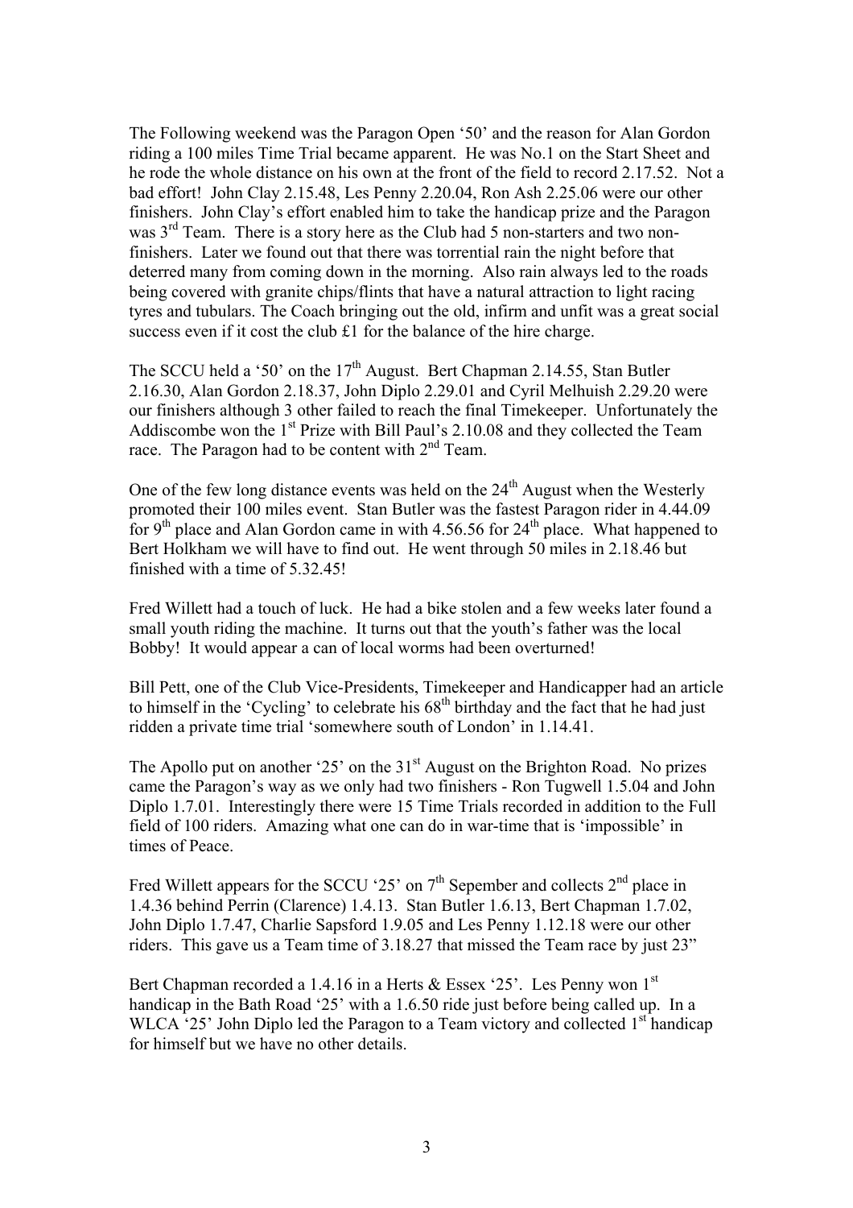The Following weekend was the Paragon Open '50' and the reason for Alan Gordon riding a 100 miles Time Trial became apparent. He was No.1 on the Start Sheet and he rode the whole distance on his own at the front of the field to record 2.17.52. Not a bad effort! John Clay 2.15.48, Les Penny 2.20.04, Ron Ash 2.25.06 were our other finishers. John Clay's effort enabled him to take the handicap prize and the Paragon was 3rd Team. There is a story here as the Club had 5 non-starters and two non-finishers. Later we found out that there was torrential rain the night before that deterred many from coming down in the morning. Also rain always led to the roads being covered with granite chips/flints that have a natural attraction to light racing tyres and tubulars. The Coach bringing out the old, infirm and unfit was a great social success even if it cost the club £1 for the balance of the hire charge.

The SCCU held a '50' on the 17th August. Bert Chapman 2.14.55, Stan Butler 2.16.30, Alan Gordon 2.18.37, John Diplo 2.29.01 and Cyril Melhuish 2.29.20 were our finishers although 3 other failed to reach the final Timekeeper. Unfortunately the Addiscombe won the 1st Prize with Bill Paul's 2.10.08 and they collected the Team race. The Paragon had to be content with 2nd Team.

One of the few long distance events was held on the 24th August when the Westerly promoted their 100 miles event. Stan Butler was the fastest Paragon rider in 4.44.09 for 9th place and Alan Gordon came in with 4.56.56 for 24th place. What happened to Bert Holkham we will have to find out. He went through 50 miles in 2.18.46 but finished with a time of 5.32.45!

Fred Willett had a touch of luck. He had a bike stolen and a few weeks later found a small youth riding the machine. It turns out that the youth's father was the local Bobby! It would appear a can of local worms had been overturned!

Bill Pett, one of the Club Vice-Presidents, Timekeeper and Handicapper had an article to himself in the 'Cycling' to celebrate his 68th birthday and the fact that he had just ridden a private time trial 'somewhere south of London' in 1.14.41.

The Apollo put on another '25' on the 31st August on the Brighton Road. No prizes came the Paragon's way as we only had two finishers - Ron Tugwell 1.5.04 and John Diplo 1.7.01. Interestingly there were 15 Time Trials recorded in addition to the Full field of 100 riders. Amazing what one can do in war-time that is 'impossible' in times of Peace.

Fred Willett appears for the SCCU '25' on 7th Sepember and collects 2nd place in 1.4.36 behind Perrin (Clarence) 1.4.13. Stan Butler 1.6.13, Bert Chapman 1.7.02, John Diplo 1.7.47, Charlie Sapsford 1.9.05 and Les Penny 1.12.18 were our other riders. This gave us a Team time of 3.18.27 that missed the Team race by just 23"

Bert Chapman recorded a 1.4.16 in a Herts & Essex '25'. Les Penny won 1st handicap in the Bath Road '25' with a 1.6.50 ride just before being called up. In a WLCA '25' John Diplo led the Paragon to a Team victory and collected 1st handicap for himself but we have no other details.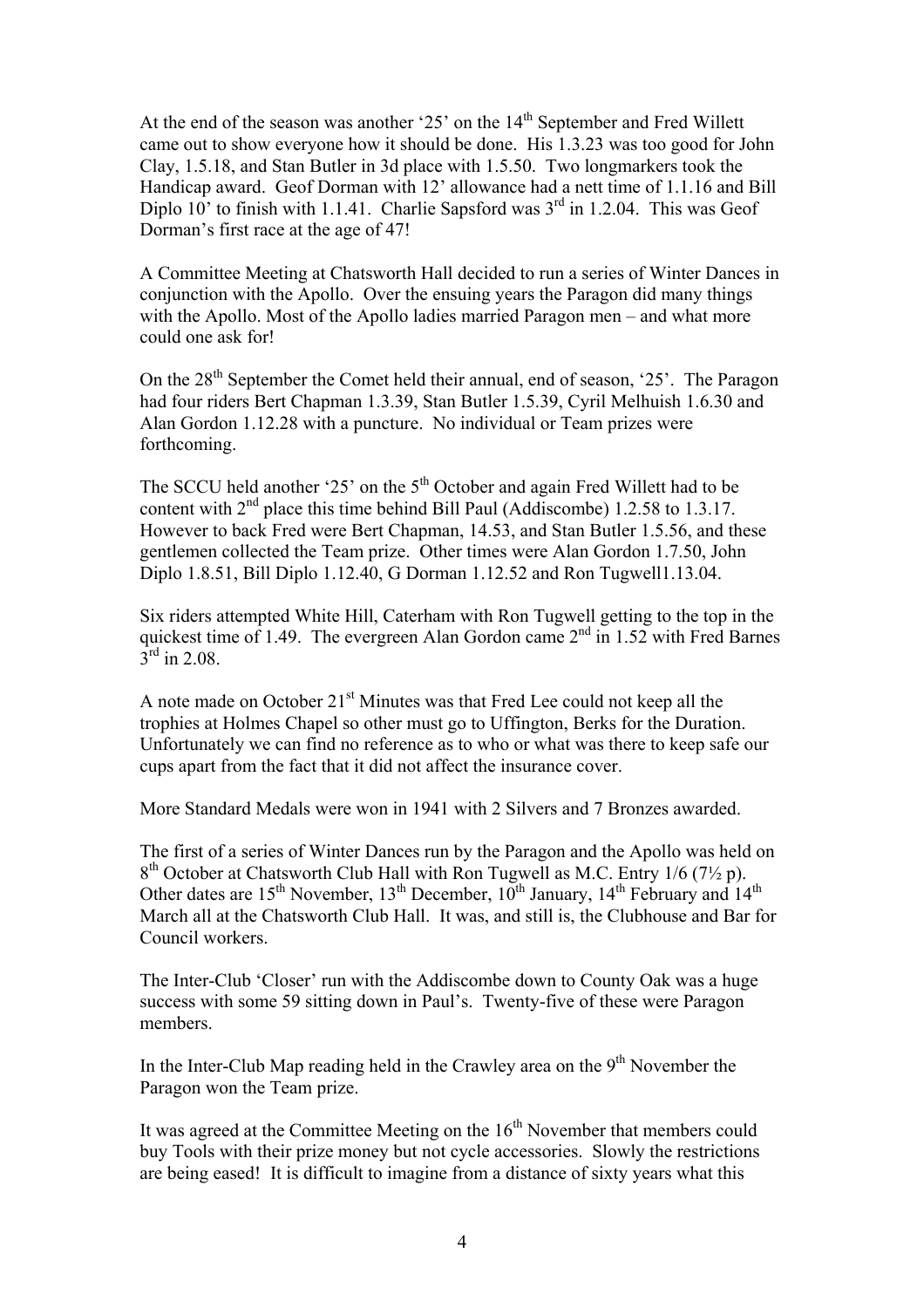At the end of the season was another '25' on the 14th September and Fred Willett came out to show everyone how it should be done. His 1.3.23 was too good for John Clay, 1.5.18, and Stan Butler in 3d place with 1.5.50. Two longmarkers took the Handicap award. Geof Dorman with 12' allowance had a nett time of 1.1.16 and Bill Diplo 10' to finish with 1.1.41. Charlie Sapsford was 3rd in 1.2.04. This was Geof Dorman's first race at the age of 47!

A Committee Meeting at Chatsworth Hall decided to run a series of Winter Dances in conjunction with the Apollo. Over the ensuing years the Paragon did many things with the Apollo. Most of the Apollo ladies married Paragon men – and what more could one ask for!

On the 28th September the Comet held their annual, end of season, '25'. The Paragon had four riders Bert Chapman 1.3.39, Stan Butler 1.5.39, Cyril Melhuish 1.6.30 and Alan Gordon 1.12.28 with a puncture. No individual or Team prizes were forthcoming.

The SCCU held another '25' on the 5th October and again Fred Willett had to be content with 2nd place this time behind Bill Paul (Addiscombe) 1.2.58 to 1.3.17. However to back Fred were Bert Chapman, 14.53, and Stan Butler 1.5.56, and these gentlemen collected the Team prize. Other times were Alan Gordon 1.7.50, John Diplo 1.8.51, Bill Diplo 1.12.40, G Dorman 1.12.52 and Ron Tugwell1.13.04.

Six riders attempted White Hill, Caterham with Ron Tugwell getting to the top in the quickest time of 1.49. The evergreen Alan Gordon came 2nd in 1.52 with Fred Barnes 3rd in 2.08.

A note made on October 21st Minutes was that Fred Lee could not keep all the trophies at Holmes Chapel so other must go to Uffington, Berks for the Duration. Unfortunately we can find no reference as to who or what was there to keep safe our cups apart from the fact that it did not affect the insurance cover.

More Standard Medals were won in 1941 with 2 Silvers and 7 Bronzes awarded.

The first of a series of Winter Dances run by the Paragon and the Apollo was held on 8th October at Chatsworth Club Hall with Ron Tugwell as M.C. Entry 1/6 (7½ p). Other dates are 15th November, 13th December, 10th January, 14th February and 14th March all at the Chatsworth Club Hall. It was, and still is, the Clubhouse and Bar for Council workers.

The Inter-Club 'Closer' run with the Addiscombe down to County Oak was a huge success with some 59 sitting down in Paul's. Twenty-five of these were Paragon members.

In the Inter-Club Map reading held in the Crawley area on the 9th November the Paragon won the Team prize.

It was agreed at the Committee Meeting on the 16th November that members could buy Tools with their prize money but not cycle accessories. Slowly the restrictions are being eased! It is difficult to imagine from a distance of sixty years what this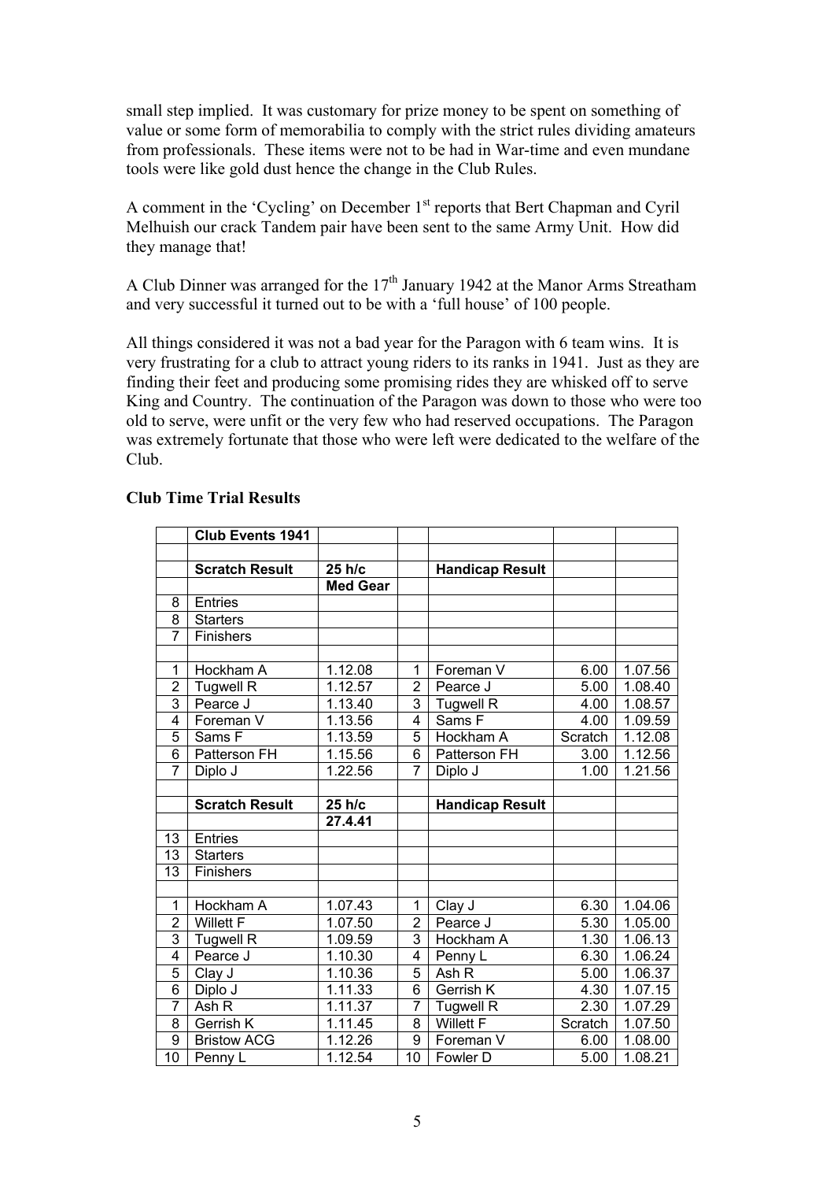small step implied. It was customary for prize money to be spent on something of value or some form of memorabilia to comply with the strict rules dividing amateurs from professionals. These items were not to be had in War-time and even mundane tools were like gold dust hence the change in the Club Rules.

A comment in the 'Cycling' on December 1st reports that Bert Chapman and Cyril Melhuish our crack Tandem pair have been sent to the same Army Unit. How did they manage that!

A Club Dinner was arranged for the 17th January 1942 at the Manor Arms Streatham and very successful it turned out to be with a 'full house' of 100 people.

All things considered it was not a bad year for the Paragon with 6 team wins. It is very frustrating for a club to attract young riders to its ranks in 1941. Just as they are finding their feet and producing some promising rides they are whisked off to serve King and Country. The continuation of the Paragon was down to those who were too old to serve, were unfit or the very few who had reserved occupations. The Paragon was extremely fortunate that those who were left were dedicated to the welfare of the Club.

**Club Time Trial Results**

| | **Club Events 1941** | | | | | |
|---|---|---|---|---|---|---|
| | | | | | | |
| | **Scratch Result** | **25 h/c** | | **Handicap Result** | | |
| | | **Med Gear** | | | | |
| 8 | Entries | | | | | |
| 8 | Starters | | | | | |
| 7 | Finishers | | | | | |
| | | | | | | |
| 1 | Hockham A | 1.12.08 | 1 | Foreman V | 6.00 | 1.07.56 |
| 2 | Tugwell R | 1.12.57 | 2 | Pearce J | 5.00 | 1.08.40 |
| 3 | Pearce J | 1.13.40 | 3 | Tugwell R | 4.00 | 1.08.57 |
| 4 | Foreman V | 1.13.56 | 4 | Sams F | 4.00 | 1.09.59 |
| 5 | Sams F | 1.13.59 | 5 | Hockham A | Scratch | 1.12.08 |
| 6 | Patterson FH | 1.15.56 | 6 | Patterson FH | 3.00 | 1.12.56 |
| 7 | Diplo J | 1.22.56 | 7 | Diplo J | 1.00 | 1.21.56 |
| | | | | | | |
| | **Scratch Result** | **25 h/c** | | **Handicap Result** | | |
| | | **27.4.41** | | | | |
| 13 | Entries | | | | | |
| 13 | Starters | | | | | |
| 13 | Finishers | | | | | |
| | | | | | | |
| 1 | Hockham A | 1.07.43 | 1 | Clay J | 6.30 | 1.04.06 |
| 2 | Willett F | 1.07.50 | 2 | Pearce J | 5.30 | 1.05.00 |
| 3 | Tugwell R | 1.09.59 | 3 | Hockham A | 1.30 | 1.06.13 |
| 4 | Pearce J | 1.10.30 | 4 | Penny L | 6.30 | 1.06.24 |
| 5 | Clay J | 1.10.36 | 5 | Ash R | 5.00 | 1.06.37 |
| 6 | Diplo J | 1.11.33 | 6 | Gerrish K | 4.30 | 1.07.15 |
| 7 | Ash R | 1.11.37 | 7 | Tugwell R | 2.30 | 1.07.29 |
| 8 | Gerrish K | 1.11.45 | 8 | Willett F | Scratch | 1.07.50 |
| 9 | Bristow ACG | 1.12.26 | 9 | Foreman V | 6.00 | 1.08.00 |
| 10 | Penny L | 1.12.54 | 10 | Fowler D | 5.00 | 1.08.21 |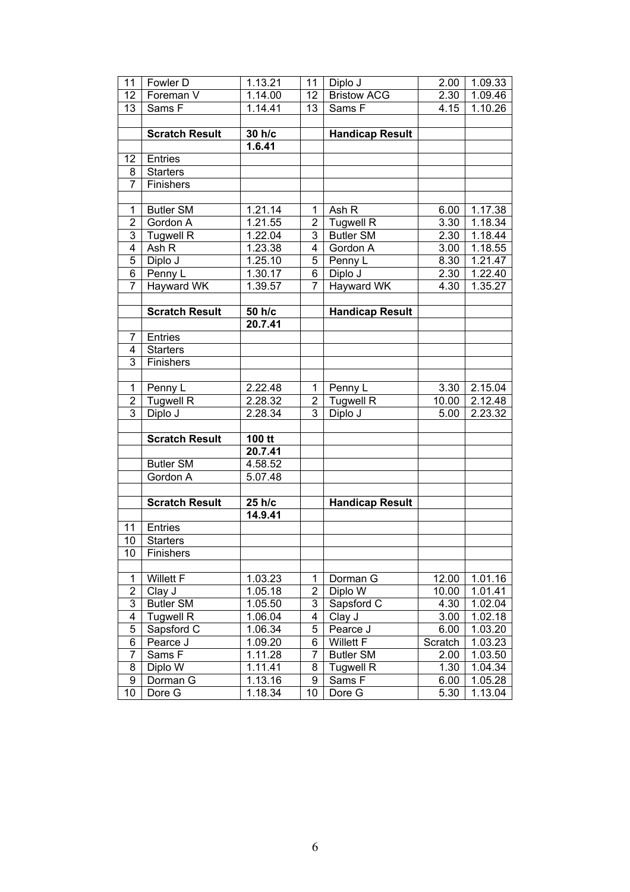| | | | | | | |
|---|---|---|---|---|---|---|
| 11 | Fowler D | 1.13.21 | 11 | Diplo J | 2.00 | 1.09.33 |
| 12 | Foreman V | 1.14.00 | 12 | Bristow ACG | 2.30 | 1.09.46 |
| 13 | Sams F | 1.14.41 | 13 | Sams F | 4.15 | 1.10.26 |
| | | | | | | |
| | **Scratch Result** | **30 h/c** | | **Handicap Result** | | |
| | | **1.6.41** | | | | |
| 12 | Entries | | | | | |
| 8 | Starters | | | | | |
| 7 | Finishers | | | | | |
| | | | | | | |
| 1 | Butler SM | 1.21.14 | 1 | Ash R | 6.00 | 1.17.38 |
| 2 | Gordon A | 1.21.55 | 2 | Tugwell R | 3.30 | 1.18.34 |
| 3 | Tugwell R | 1.22.04 | 3 | Butler SM | 2.30 | 1.18.44 |
| 4 | Ash R | 1.23.38 | 4 | Gordon A | 3.00 | 1.18.55 |
| 5 | Diplo J | 1.25.10 | 5 | Penny L | 8.30 | 1.21.47 |
| 6 | Penny L | 1.30.17 | 6 | Diplo J | 2.30 | 1.22.40 |
| 7 | Hayward WK | 1.39.57 | 7 | Hayward WK | 4.30 | 1.35.27 |
| | | | | | | |
| | **Scratch Result** | **50 h/c** | | **Handicap Result** | | |
| | | **20.7.41** | | | | |
| 7 | Entries | | | | | |
| 4 | Starters | | | | | |
| 3 | Finishers | | | | | |
| | | | | | | |
| 1 | Penny L | 2.22.48 | 1 | Penny L | 3.30 | 2.15.04 |
| 2 | Tugwell R | 2.28.32 | 2 | Tugwell R | 10.00 | 2.12.48 |
| 3 | Diplo J | 2.28.34 | 3 | Diplo J | 5.00 | 2.23.32 |
| | | | | | | |
| | **Scratch Result** | **100 tt** | | | | |
| | | **20.7.41** | | | | |
| | Butler SM | 4.58.52 | | | | |
| | Gordon A | 5.07.48 | | | | |
| | | | | | | |
| | **Scratch Result** | **25 h/c** | | **Handicap Result** | | |
| | | **14.9.41** | | | | |
| 11 | Entries | | | | | |
| 10 | Starters | | | | | |
| 10 | Finishers | | | | | |
| | | | | | | |
| 1 | Willett F | 1.03.23 | 1 | Dorman G | 12.00 | 1.01.16 |
| 2 | Clay J | 1.05.18 | 2 | Diplo W | 10.00 | 1.01.41 |
| 3 | Butler SM | 1.05.50 | 3 | Sapsford C | 4.30 | 1.02.04 |
| 4 | Tugwell R | 1.06.04 | 4 | Clay J | 3.00 | 1.02.18 |
| 5 | Sapsford C | 1.06.34 | 5 | Pearce J | 6.00 | 1.03.20 |
| 6 | Pearce J | 1.09.20 | 6 | Willett F | Scratch | 1.03.23 |
| 7 | Sams F | 1.11.28 | 7 | Butler SM | 2.00 | 1.03.50 |
| 8 | Diplo W | 1.11.41 | 8 | Tugwell R | 1.30 | 1.04.34 |
| 9 | Dorman G | 1.13.16 | 9 | Sams F | 6.00 | 1.05.28 |
| 10 | Dore G | 1.18.34 | 10 | Dore G | 5.30 | 1.13.04 |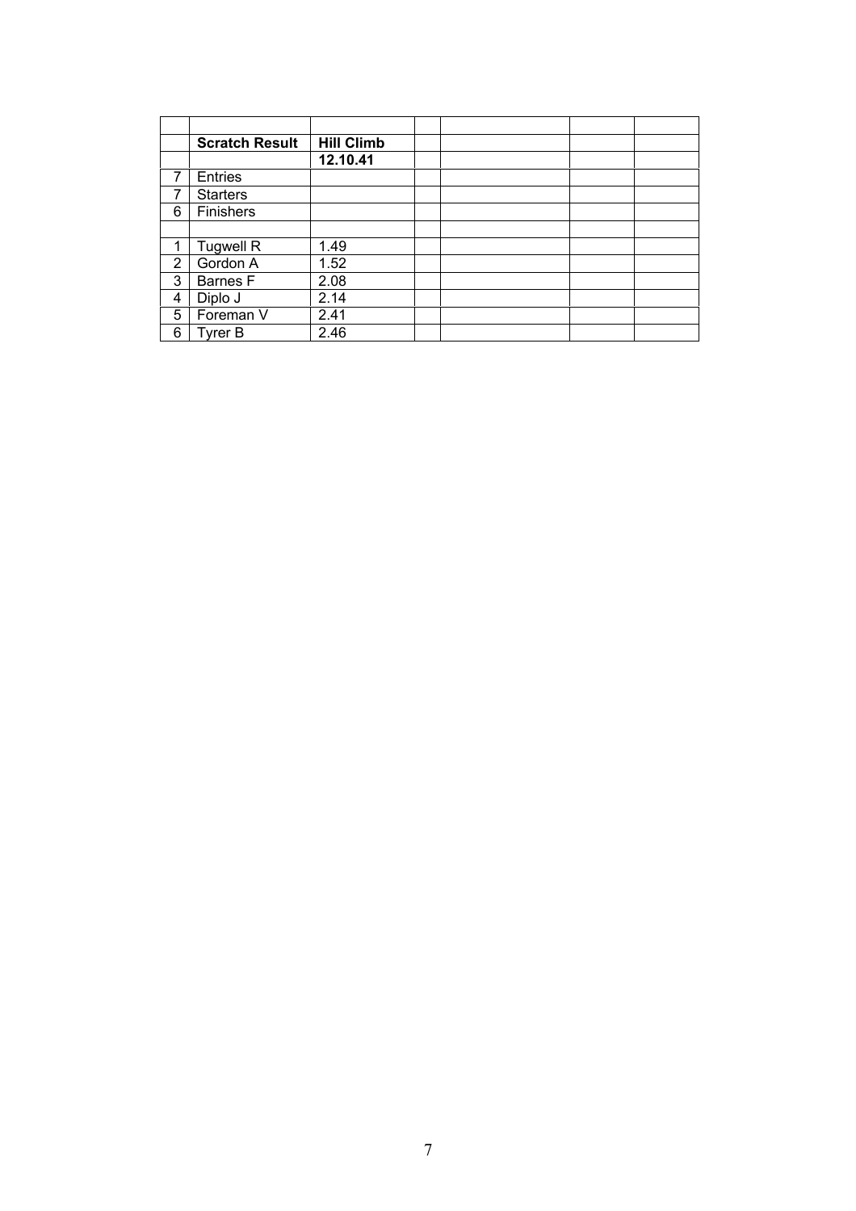| | | | | | | |
|---|---|---|---|---|---|---|
| | | | | | | |
| | **Scratch Result** | **Hill Climb** | | | | |
| | | **12.10.41** | | | | |
| 7 | Entries | | | | | |
| 7 | Starters | | | | | |
| 6 | Finishers | | | | | |
| | | | | | | |
| 1 | Tugwell R | 1.49 | | | | |
| 2 | Gordon A | 1.52 | | | | |
| 3 | Barnes F | 2.08 | | | | |
| 4 | Diplo J | 2.14 | | | | |
| 5 | Foreman V | 2.41 | | | | |
| 6 | Tyrer B | 2.46 | | | | |